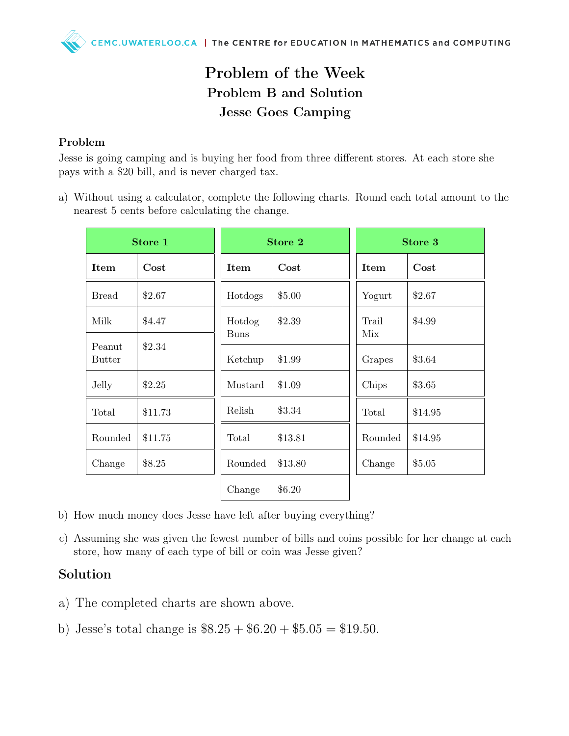# Problem of the Week

## Problem B and Solution

## Jesse Goes Camping

### Problem

Jesse is going camping and is buying her food from three different stores. At each store she pays with a \$20 bill, and is never charged tax.

a) Without using a calculator, complete the following charts. Round each total amount to the nearest 5 cents before calculating the change.

| Store 1 | |
|---|---|
| **Item** | **Cost** |
| Bread | \$2.67 |
| Milk | \$4.47 |
| Peanut Butter | \$2.34 |
| Jelly | \$2.25 |
| Total | \$11.73 |
| Rounded | \$11.75 |
| Change | \$8.25 |

| Store 2 | |
|---|---|
| **Item** | **Cost** |
| Hotdogs | \$5.00 |
| Hotdog Buns | \$2.39 |
| Ketchup | \$1.99 |
| Mustard | \$1.09 |
| Relish | \$3.34 |
| Total | \$13.81 |
| Rounded | \$13.80 |
| Change | \$6.20 |

| Store 3 | |
|---|---|
| **Item** | **Cost** |
| Yogurt | \$2.67 |
| Trail Mix | \$4.99 |
| Grapes | \$3.64 |
| Chips | \$3.65 |
| Total | \$14.95 |
| Rounded | \$14.95 |
| Change | \$5.05 |

b) How much money does Jesse have left after buying everything?

c) Assuming she was given the fewest number of bills and coins possible for her change at each store, how many of each type of bill or coin was Jesse given?

## Solution

a) The completed charts are shown above.

b) Jesse's total change is $\$8.25 + \$6.20 + \$5.05 = \$19.50$.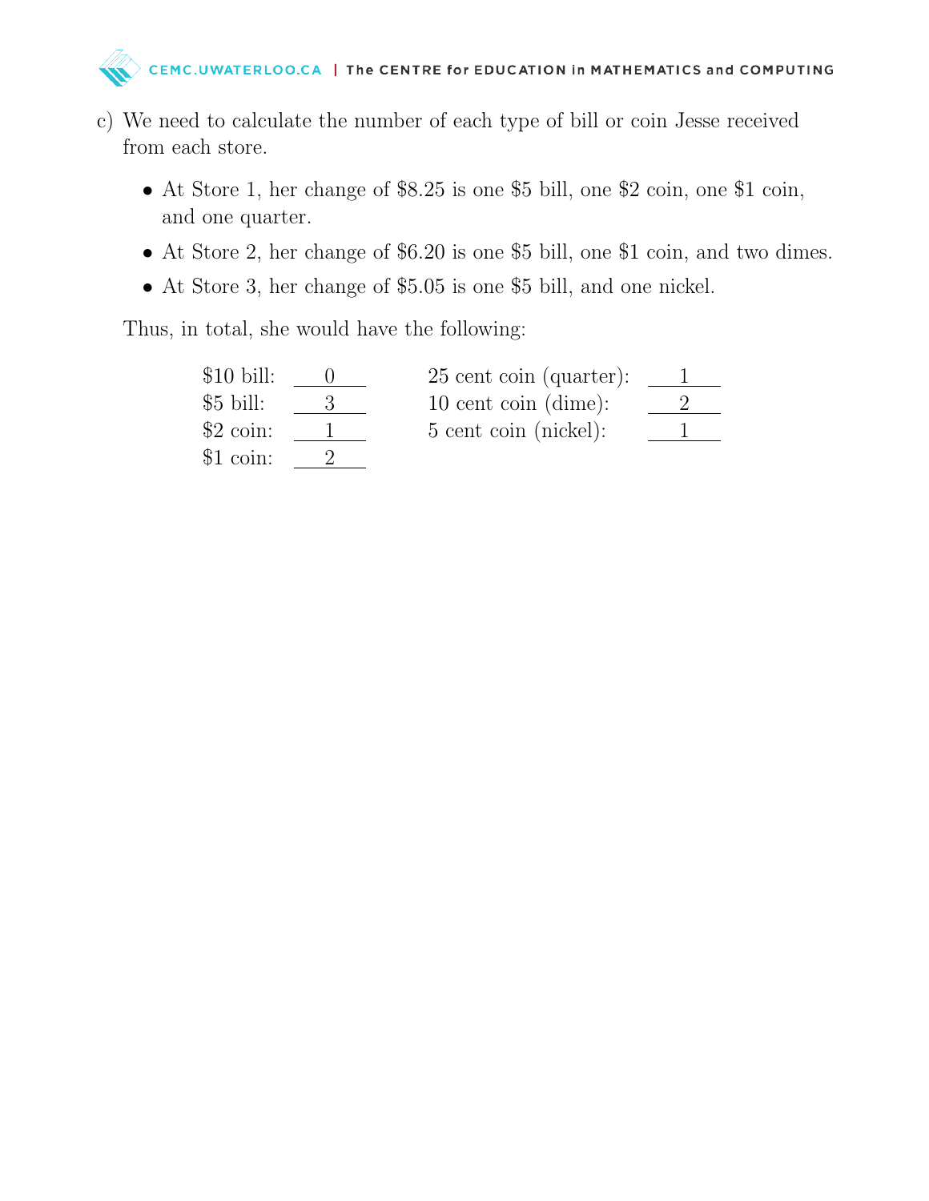c) We need to calculate the number of each type of bill or coin Jesse received from each store.

- At Store 1, her change of $8.25 is one $5 bill, one $2 coin, one $1 coin, and one quarter.
- At Store 2, her change of $6.20 is one $5 bill, one $1 coin, and two dimes.
- At Store 3, her change of $5.05 is one $5 bill, and one nickel.

Thus, in total, she would have the following:

| | | | |
|---|---|---|---|
| $10 bill: | 0 | 25 cent coin (quarter): | 1 |
| $5 bill: | 3 | 10 cent coin (dime): | 2 |
| $2 coin: | 1 | 5 cent coin (nickel): | 1 |
| $1 coin: | 2 | | |